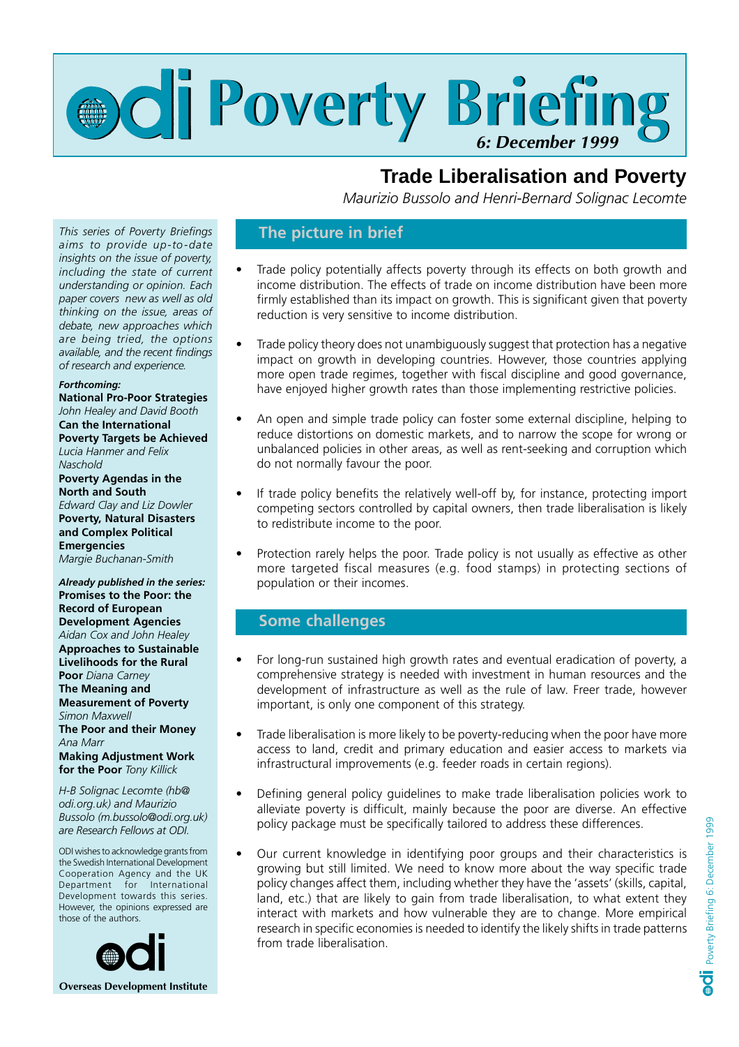# odi Poverty Briefing

*6: December 1999*

## Trade Liberalisation and Poverty

*Maurizio Bussolo and Henri-Bernard Solignac Lecomte*

*This series of Poverty Briefings aims to provide up-to-date insights on the issue of poverty, including the state of current understanding or opinion. Each paper covers new as well as old thinking on the issue, areas of debate, new approaches which are being tried, the options available, and the recent findings of research and experience.*

***Forthcoming:***

**National Pro-Poor Strategies** *John Healey and David Booth*

**Can the International Poverty Targets be Achieved** *Lucia Hanmer and Felix Naschold*

**Poverty Agendas in the North and South** *Edward Clay and Liz Dowler*

**Poverty, Natural Disasters and Complex Political Emergencies** *Margie Buchanan-Smith*

***Already published in the series:***

**Promises to the Poor: the Record of European Development Agencies** *Aidan Cox and John Healey*

**Approaches to Sustainable Livelihoods for the Rural Poor** *Diana Carney*

**The Meaning and Measurement of Poverty** *Simon Maxwell*

**The Poor and their Money** *Ana Marr*

**Making Adjustment Work for the Poor** *Tony Killick*

*H-B Solignac Lecomte (hb@odi.org.uk) and Maurizio Bussolo (m.bussolo@odi.org.uk) are Research Fellows at ODI.*

ODI wishes to acknowledge grants from the Swedish International Development Cooperation Agency and the UK Department for International Development towards this series. However, the opinions expressed are those of the authors.

**Overseas Development Institute**

### The picture in brief

- Trade policy potentially affects poverty through its effects on both growth and income distribution. The effects of trade on income distribution have been more firmly established than its impact on growth. This is significant given that poverty reduction is very sensitive to income distribution.
- Trade policy theory does not unambiguously suggest that protection has a negative impact on growth in developing countries. However, those countries applying more open trade regimes, together with fiscal discipline and good governance, have enjoyed higher growth rates than those implementing restrictive policies.
- An open and simple trade policy can foster some external discipline, helping to reduce distortions on domestic markets, and to narrow the scope for wrong or unbalanced policies in other areas, as well as rent-seeking and corruption which do not normally favour the poor.
- If trade policy benefits the relatively well-off by, for instance, protecting import competing sectors controlled by capital owners, then trade liberalisation is likely to redistribute income to the poor.
- Protection rarely helps the poor. Trade policy is not usually as effective as other more targeted fiscal measures (e.g. food stamps) in protecting sections of population or their incomes.

### Some challenges

- For long-run sustained high growth rates and eventual eradication of poverty, a comprehensive strategy is needed with investment in human resources and the development of infrastructure as well as the rule of law. Freer trade, however important, is only one component of this strategy.
- Trade liberalisation is more likely to be poverty-reducing when the poor have more access to land, credit and primary education and easier access to markets via infrastructural improvements (e.g. feeder roads in certain regions).
- Defining general policy guidelines to make trade liberalisation policies work to alleviate poverty is difficult, mainly because the poor are diverse. An effective policy package must be specifically tailored to address these differences.
- Our current knowledge in identifying poor groups and their characteristics is growing but still limited. We need to know more about the way specific trade policy changes affect them, including whether they have the 'assets' (skills, capital, land, etc.) that are likely to gain from trade liberalisation, to what extent they interact with markets and how vulnerable they are to change. More empirical research in specific economies is needed to identify the likely shifts in trade patterns from trade liberalisation.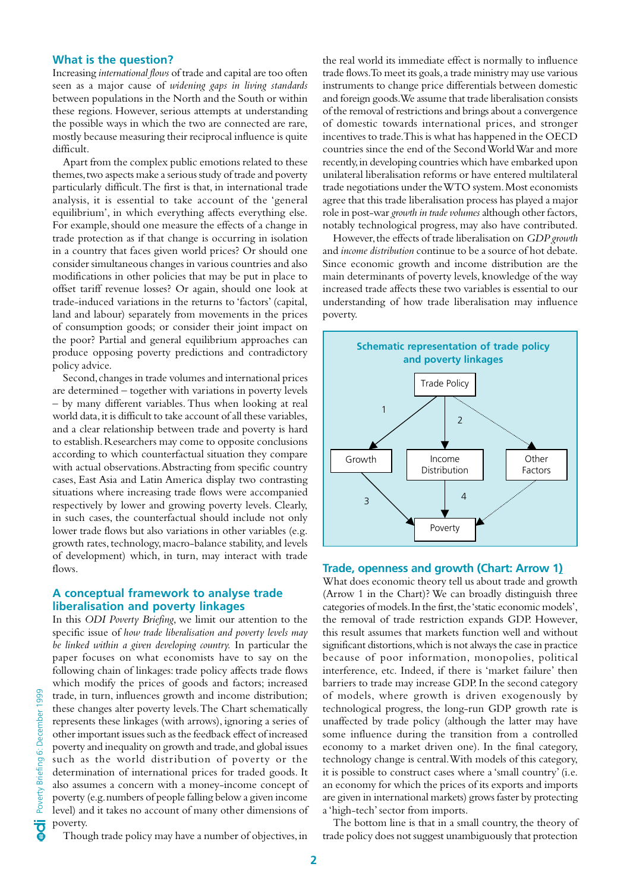## What is the question?

Increasing *international flows* of trade and capital are too often seen as a major cause of *widening gaps in living standards* between populations in the North and the South or within these regions. However, serious attempts at understanding the possible ways in which the two are connected are rare, mostly because measuring their reciprocal influence is quite difficult.

Apart from the complex public emotions related to these themes, two aspects make a serious study of trade and poverty particularly difficult. The first is that, in international trade analysis, it is essential to take account of the 'general equilibrium', in which everything affects everything else. For example, should one measure the effects of a change in trade protection as if that change is occurring in isolation in a country that faces given world prices? Or should one consider simultaneous changes in various countries and also modifications in other policies that may be put in place to offset tariff revenue losses? Or again, should one look at trade-induced variations in the returns to 'factors' (capital, land and labour) separately from movements in the prices of consumption goods; or consider their joint impact on the poor? Partial and general equilibrium approaches can produce opposing poverty predictions and contradictory policy advice.

Second, changes in trade volumes and international prices are determined – together with variations in poverty levels – by many different variables. Thus when looking at real world data, it is difficult to take account of all these variables, and a clear relationship between trade and poverty is hard to establish. Researchers may come to opposite conclusions according to which counterfactual situation they compare with actual observations. Abstracting from specific country cases, East Asia and Latin America display two contrasting situations where increasing trade flows were accompanied respectively by lower and growing poverty levels. Clearly, in such cases, the counterfactual should include not only lower trade flows but also variations in other variables (e.g. growth rates, technology, macro-balance stability, and levels of development) which, in turn, may interact with trade flows.

## A conceptual framework to analyse trade liberalisation and poverty linkages

In this *ODI Poverty Briefing*, we limit our attention to the specific issue of *how trade liberalisation and poverty levels may be linked within a given developing country.* In particular the paper focuses on what economists have to say on the following chain of linkages: trade policy which modify the prices of goods and factors; increased trade, in turn, influences growth and income distribution; these changes alter poverty levels. The Chart schematically represents these linkages (with arrows), ignoring a series of other important issues such as the feedback effect of increased poverty and inequality on growth and trade, and global issues such as the world distribution of poverty or the determination of international prices for traded goods. It also assumes a concern with a money-income concept of poverty (e.g. numbers of people falling below a given income level) and it takes no account of many other dimensions of poverty.

Though trade policy may have a number of objectives, in the real world its immediate effect is normally to influence trade flows. To meet its goals, a trade ministry may use various instruments to change price differentials between domestic and foreign goods. We assume that trade liberalisation consists of the removal of restrictions and brings about a convergence of domestic towards international prices, and stronger incentives to trade. This is what has happened in the OECD countries since the end of the Second World War and more recently, in developing countries which have embarked upon unilateral liberalisation reforms or have entered multilateral trade negotiations under the WTO system. Most economists agree that this trade liberalisation process has played a major role in post-war *growth in trade volumes* although other factors, notably technological progress, may also have contributed.

However, the effects of trade liberalisation on *GDP growth* and *income distribution* continue to be a source of hot debate. Since economic growth and income distribution are the main determinants of poverty levels, knowledge of the way increased trade affects these two variables is essential to our understanding of how trade liberalisation may influence poverty.

**Schematic representation of trade policy and poverty linkages**

Trade Policy → (1) Growth; Trade Policy → (2) Income Distribution; Trade Policy ⇢ Other Factors; Growth → (3) Poverty; Income Distribution → (4) Poverty; Other Factors ⇢ Poverty

## Trade, openness and growth (Chart: Arrow 1)

What does economic theory tell us about trade and growth (Arrow 1 in the Chart)? We can broadly distinguish three categories of models. In the first, the 'static economic models', the removal of trade restriction expands GDP. However, this result assumes that markets function well and without significant distortions, which is not always the case in practice because of poor information, monopolies, political interference, etc. Indeed, if there is 'market failure' then barriers to trade may increase GDP. In the second category of models, where growth is driven exogenously by technological progress, the long-run GDP growth rate is unaffected by trade policy (although the latter may have some influence during the transition from a controlled economy to a market driven one). In the final category, technology change is central. With models of this category, it is possible to construct cases where a 'small country' (i.e. an economy for which the prices of its exports and imports are given in international markets) grows faster by protecting a 'high-tech' sector from imports.

The bottom line is that in a small country, the theory of trade policy does not suggest unambiguously that protection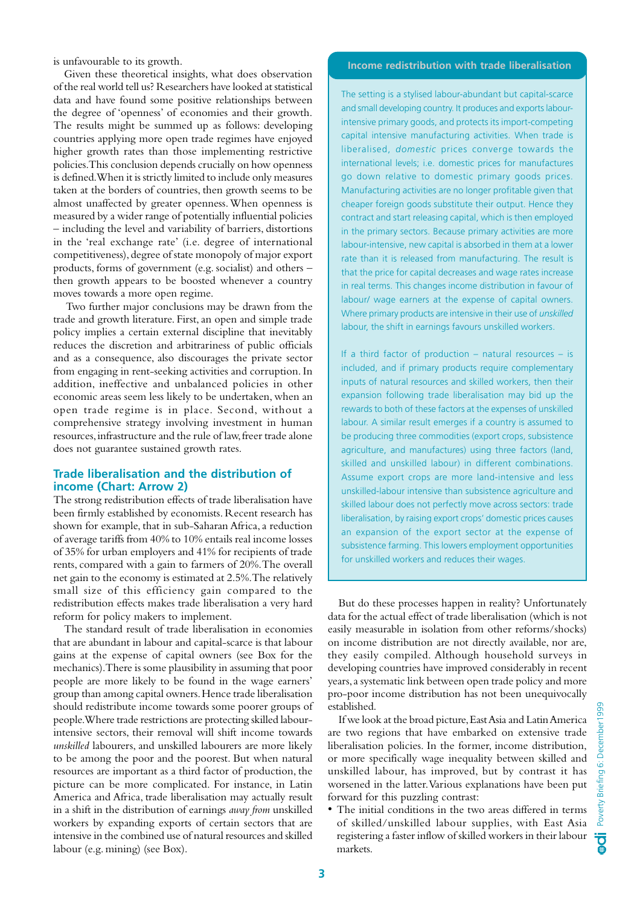is unfavourable to its growth.

Given these theoretical insights, what does observation of the real world tell us? Researchers have looked at statistical data and have found some positive relationships between the degree of 'openness' of economies and their growth. The results might be summed up as follows: developing countries applying more open trade regimes have enjoyed higher growth rates than those implementing restrictive policies. This conclusion depends crucially on how openness is defined. When it is strictly limited to include only measures taken at the borders of countries, then growth seems to be almost unaffected by greater openness. When openness is measured by a wider range of potentially influential policies – including the level and variability of barriers, distortions in the 'real exchange rate' (i.e. degree of international competitiveness), degree of state monopoly of major export products, forms of government (e.g. socialist) and others – then growth appears to be boosted whenever a country moves towards a more open regime.

Two further major conclusions may be drawn from the trade and growth literature. First, an open and simple trade policy implies a certain external discipline that inevitably reduces the discretion and arbitrariness of public officials and as a consequence, also discourages the private sector from engaging in rent-seeking activities and corruption. In addition, ineffective and unbalanced policies in other economic areas seem less likely to be undertaken, when an open trade regime is in place. Second, without a comprehensive strategy involving investment in human resources, infrastructure and the rule of law, freer trade alone does not guarantee sustained growth rates.

## Trade liberalisation and the distribution of income (Chart: Arrow 2)

The strong redistribution effects of trade liberalisation have been firmly established by economists. Recent research has shown for example, that in sub-Saharan Africa, a reduction of average tariffs from 40% to 10% entails real income losses of 35% for urban employers and 41% for recipients of trade rents, compared with a gain to farmers of 20%. The overall net gain to the economy is estimated at 2.5%. The relatively small size of this efficiency gain compared to the redistribution effects makes trade liberalisation a very hard reform for policy makers to implement.

The standard result of trade liberalisation in economies that are abundant in labour and capital-scarce is that labour gains at the expense of capital owners (see Box for the mechanics). There is some plausibility in assuming that poor people are more likely to be found in the wage earners' group than among capital owners. Hence trade liberalisation should redistribute income towards some poorer groups of people. Where trade restrictions are protecting skilled labour-intensive sectors, their removal will shift income towards *unskilled* labourers, and unskilled labourers are more likely to be among the poor and the poorest. But when natural resources are important as a third factor of production, the picture can be more complicated. For instance, in Latin America and Africa, trade liberalisation may actually result in a shift in the distribution of earnings *away from* unskilled workers by expanding exports of certain sectors that are intensive in the combined use of natural resources and skilled labour (e.g. mining) (see Box).

### Income redistribution with trade liberalisation

The setting is a stylised labour-abundant but capital-scarce and small developing country. It produces and exports labour-intensive primary goods, and protects its import-competing capital intensive manufacturing activities. When trade is liberalised, *domestic* prices converge towards the international levels; i.e. domestic prices for manufactures go down relative to domestic primary goods prices. Manufacturing activities are no longer profitable given that cheaper foreign goods substitute their output. Hence they contract and start releasing capital, which is then employed in the primary sectors. Because primary activities are more labour-intensive, new capital is absorbed in them at a lower rate than it is released from manufacturing. The result is that the price for capital decreases and wage rates increase in real terms. This changes income distribution in favour of labour/ wage earners at the expense of capital owners. Where primary products are intensive in their use of *unskilled* labour, the shift in earnings favours unskilled workers.

If a third factor of production – natural resources – is included, and if primary products require complementary inputs of natural resources and skilled workers, then their expansion following trade liberalisation may bid up the rewards to both of these factors at the expenses of unskilled labour. A similar result emerges if a country is assumed to be producing three commodities (export crops, subsistence agriculture, and manufactures) using three factors (land, skilled and unskilled labour) in different combinations. Assume export crops are more land-intensive and less unskilled-labour intensive than subsistence agriculture and skilled labour does not perfectly move across sectors: trade liberalisation, by raising export crops' domestic prices causes an expansion of the export sector at the expense of subsistence farming. This lowers employment opportunities for unskilled workers and reduces their wages.

But do these processes happen in reality? Unfortunately data for the actual effect of trade liberalisation (which is not easily measurable in isolation from other reforms/shocks) on income distribution are not directly available, nor are, they easily compiled. Although household surveys in developing countries have improved considerably in recent years, a systematic link between open trade policy and more pro-poor income distribution has not been unequivocally established.

If we look at the broad picture, East Asia and Latin America are two regions that have embarked on extensive trade liberalisation policies. In the former, income distribution, or more specifically wage inequality between skilled and unskilled labour, has improved, but by contrast it has worsened in the latter. Various explanations have been put forward for this puzzling contrast:

- The initial conditions in the two areas differed in terms of skilled/unskilled labour supplies, with East Asia registering a faster inflow of skilled workers in their labour markets.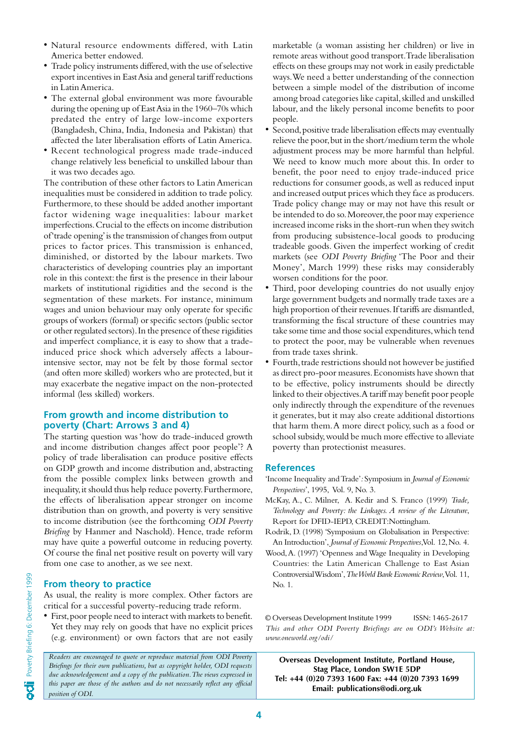- Natural resource endowments differed, with Latin America better endowed.
- Trade policy instruments differed, with the use of selective export incentives in East Asia and general tariff reductions in Latin America.
- The external global environment was more favourable during the opening up of East Asia in the 1960–70s which predated the entry of large low-income exporters (Bangladesh, China, India, Indonesia and Pakistan) that affected the later liberalisation efforts of Latin America.
- Recent technological progress made trade-induced change relatively less beneficial to unskilled labour than it was two decades ago.

The contribution of these other factors to Latin American inequalities must be considered in addition to trade policy. Furthermore, to these should be added another important factor widening wage inequalities: labour market imperfections. Crucial to the effects on income distribution of 'trade opening' is the transmission of changes from output prices to factor prices. This transmission is enhanced, diminished, or distorted by the labour markets. Two characteristics of developing countries play an important role in this context: the first is the presence in their labour markets of institutional rigidities and the second is the segmentation of these markets. For instance, minimum wages and union behaviour may only operate for specific groups of workers (formal) or specific sectors (public sector or other regulated sectors). In the presence of these rigidities and imperfect compliance, it is easy to show that a trade-induced price shock which adversely affects a labour-intensive sector, may not be felt by those formal sector (and often more skilled) workers who are protected, but it may exacerbate the negative impact on the non-protected informal (less skilled) workers.

## From growth and income distribution to poverty (Chart: Arrows 3 and 4)

The starting question was 'how do trade-induced growth and income distribution changes affect poor people'? A policy of trade liberalisation can produce positive effects on GDP growth and income distribution and, abstracting from the possible complex links between growth and inequality, it should thus help reduce poverty. Furthermore, the effects of liberalisation appear stronger on income distribution than on growth, and poverty is very sensitive to income distribution (see the forthcoming *ODI Poverty Briefing* by Hanmer and Naschold). Hence, trade reform may have quite a powerful outcome in reducing poverty. Of course the final net positive result on poverty will vary from one case to another, as we see next.

## From theory to practice

As usual, the reality is more complex. Other factors are critical for a successful poverty-reducing trade reform.

- First, poor people need to interact with markets to benefit. Yet they may rely on goods that have no explicit prices (e.g. environment) or own factors that are not easily marketable (a woman assisting her children) or live in remote areas without good transport. Trade liberalisation effects on these groups may not work in easily predictable ways. We need a better understanding of the connection between a simple model of the distribution of income among broad categories like capital, skilled and unskilled labour, and the likely personal income benefits to poor people.
- Second, positive trade liberalisation effects may eventually relieve the poor, but in the short/medium term the whole adjustment process may be more harmful than helpful. We need to know much more about this. In order to benefit, the poor need to enjoy trade-induced price reductions for consumer goods, as well as reduced input and increased output prices which they face as producers. Trade policy change may or may not have this result or be intended to do so. Moreover, the poor may experience increased income risks in the short-run when they switch from producing subsistence-local goods to producing tradeable goods. Given the imperfect working of credit markets (see *ODI Poverty Briefing* 'The Poor and their Money', March 1999) these risks may considerably worsen conditions for the poor.
- Third, poor developing countries do not usually enjoy large government budgets and normally trade taxes are a high proportion of their revenues. If tariffs are dismantled, transforming the fiscal structure of these countries may take some time and those social expenditures, which tend to protect the poor, may be vulnerable when revenues from trade taxes shrink.
- Fourth, trade restrictions should not however be justified as direct pro-poor measures. Economists have shown that to be effective, policy instruments should be directly linked to their objectives. A tariff may benefit poor people only indirectly through the expenditure of the revenues it generates, but it may also create additional distortions that harm them. A more direct policy, such as a food or school subsidy, would be much more effective to alleviate poverty than protectionist measures.

## References

'Income Inequality and Trade': Symposium in *Journal of Economic Perspectives*', 1995, Vol. 9, No. 3.

McKay, A., C. Milner, A. Kedir and S. Franco (1999) *Trade, Technology and Poverty: the Linkages. A review of the Literature*, Report for DFID-IEPD, CREDIT:Nottingham.

Rodrik, D. (1998) 'Symposium on Globalisation in Perspective: An Introduction', *Journal of Economic Perspectives*, Vol. 12, No. 4.

Wood, A. (1997) 'Openness and Wage Inequality in Developing Countries: the Latin American Challenge to East Asian Controversial Wisdom', *The World Bank Economic Review*, Vol. 11, No. 1.

© Overseas Development Institute 1999    ISSN: 1465-2617

*This and other ODI Poverty Briefings are on ODI's Website at: www.oneworld.org/odi/*

*Readers are encouraged to quote or reproduce material from ODI Poverty Briefings for their own publications, but as copyright holder, ODI requests due acknowledgement and a copy of the publication. The views expressed in this paper are those of the authors and do not necessarily reflect any official position of ODI.*

**Overseas Development Institute, Portland House, Stag Place, London SW1E 5DP**
**Tel: +44 (0)20 7393 1600 Fax: +44 (0)20 7393 1699**
**Email: publications@odi.org.uk**